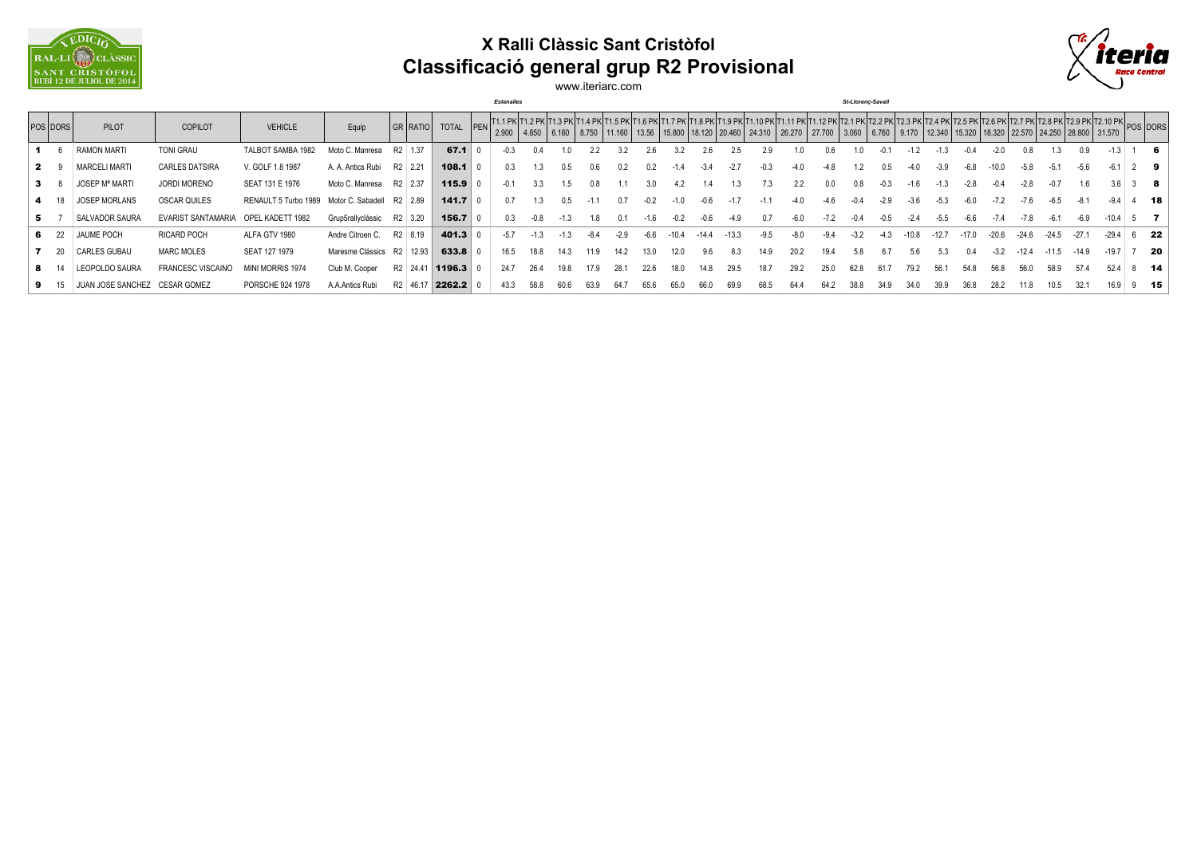# X Ralli Clàssic Sant Cristòfol

## Classificació general grup R2 Provisional

www.iteriarc.com

| | | | | | | | | | | Estenalles | | | | | | | | | | | | St-Llorenç-Savall | | | | | | | | | | | |
|---|---|---|---|---|---|---|---|---|---|---|---|---|---|---|---|---|---|---|---|---|---|---|---|---|---|---|---|---|---|---|---|---|---|
| POS | DORS | PILOT | COPILOT | VEHICLE | Equip | GR | RATIO | TOTAL | PEN | T1.1 PK 2.900 | T1.2 PK 4.850 | T1.3 PK 6.160 | T1.4 PK 8.750 | T1.5 PK 11.160 | T1.6 PK 13.56 | T1.7 PK 15.800 | T1.8 PK 18.120 | T1.9 PK 20.460 | T1.10 PK 24.310 | T1.11 PK 26.270 | T1.12 PK 27.700 | T2.1 PK 3.060 | T2.2 PK 6.760 | T2.3 PK 9.170 | T2.4 PK 12.340 | T2.5 PK 15.320 | T2.6 PK 18.320 | T2.7 PK 22.570 | T2.8 PK 24.250 | T2.9 PK 28.800 | T2.10 PK 31.570 | POS | DORS |
| **1** | 6 | RAMON MARTI | TONI GRAU | TALBOT SAMBA 1982 | Moto C. Manresa | R2 | 1.37 | **67.1** | 0 | -0.3 | 0.4 | 1.0 | 2.2 | 3.2 | 2.6 | 3.2 | 2.6 | 2.5 | 2.9 | 1.0 | 0.6 | 1.0 | -0.1 | -1.2 | -1.3 | -0.4 | -2.0 | 0.8 | 1.3 | 0.9 | -1.3 | 1 | **6** |
| **2** | 9 | MARCELI MARTI | CARLES DATSIRA | V. GOLF 1.8 1987 | A. A. Antics Rubi | R2 | 2.21 | **108.1** | 0 | 0.3 | 1.3 | 0.5 | 0.6 | 0.2 | 0.2 | -1.4 | -3.4 | -2.7 | -0.3 | -4.0 | -4.8 | 1.2 | 0.5 | -4.0 | -3.9 | -6.8 | -10.0 | -5.8 | -5.1 | -5.6 | -6.1 | 2 | **9** |
| **3** | 8 | JOSEP Mª MARTI | JORDI MORENO | SEAT 131 E 1976 | Moto C. Manresa | R2 | 2.37 | **115.9** | 0 | -0.1 | 3.3 | 1.5 | 0.8 | 1.1 | 3.0 | 4.2 | 1.4 | 1.3 | 7.3 | 2.2 | 0.0 | 0.8 | -0.3 | -1.6 | -1.3 | -2.8 | -0.4 | -2.8 | -0.7 | 1.6 | 3.6 | 3 | **8** |
| **4** | 18 | JOSEP MORLANS | OSCAR QUILES | RENAULT 5 Turbo 1989 | Motor C. Sabadell | R2 | 2.89 | **141.7** | 0 | 0.7 | 1.3 | 0.5 | -1.1 | 0.7 | -0.2 | -1.0 | -0.6 | -1.7 | -1.1 | -4.0 | -4.6 | -0.4 | -2.9 | -3.6 | -5.3 | -6.0 | -7.2 | -7.6 | -6.5 | -8.1 | -9.4 | 4 | **18** |
| **5** | 7 | SALVADOR SAURA | EVARIST SANTAMARIA | OPEL KADETT 1982 | Grup5rallyclàssic | R2 | 3.20 | **156.7** | 0 | 0.3 | -0.8 | -1.3 | 1.8 | 0.1 | -1.6 | -0.2 | -0.6 | -4.9 | 0.7 | -6.0 | -7.2 | -0.4 | -0.5 | -2.4 | -5.5 | -6.6 | -7.4 | -7.8 | -6.1 | -6.9 | -10.4 | 5 | **7** |
| **6** | 22 | JAUME POCH | RICARD POCH | ALFA GTV 1980 | Andre Citroen C. | R2 | 8.19 | **401.3** | 0 | -5.7 | -1.3 | -1.3 | -8.4 | -2.9 | -6.6 | -10.4 | -14.4 | -13.3 | -9.5 | -8.0 | -9.4 | -3.2 | -4.3 | -10.8 | -12.7 | -17.0 | -20.6 | -24.6 | -24.5 | -27.1 | -29.4 | 6 | **22** |
| **7** | 20 | CARLES GUBAU | MARC MOLES | SEAT 127 1979 | Maresme Clàssics | R2 | 12.93 | **633.8** | 0 | 16.5 | 18.8 | 14.3 | 11.9 | 14.2 | 13.0 | 12.0 | 9.6 | 8.3 | 14.9 | 20.2 | 19.4 | 5.8 | 6.7 | 5.6 | 5.3 | 0.4 | -3.2 | -12.4 | -11.5 | -14.9 | -19.7 | 7 | **20** |
| **8** | 14 | LEOPOLDO SAURA | FRANCESC VISCAINO | MINI MORRIS 1974 | Club M. Cooper | R2 | 24.41 | **1196.3** | 0 | 24.7 | 26.4 | 19.8 | 17.9 | 28.1 | 22.6 | 18.0 | 14.8 | 29.5 | 18.7 | 29.2 | 25.0 | 62.8 | 61.7 | 79.2 | 56.1 | 54.8 | 56.8 | 56.0 | 58.9 | 57.4 | 52.4 | 8 | **14** |
| **9** | 15 | JUAN JOSE SANCHEZ | CESAR GOMEZ | PORSCHE 924 1978 | A.A.Antics Rubi | R2 | 46.17 | **2262.2** | 0 | 43.3 | 58.8 | 60.6 | 63.9 | 64.7 | 65.6 | 65.0 | 66.0 | 69.9 | 68.5 | 64.4 | 64.2 | 38.8 | 34.9 | 34.0 | 39.9 | 36.8 | 28.2 | 11.8 | 10.5 | 32.1 | 16.9 | 9 | **15** |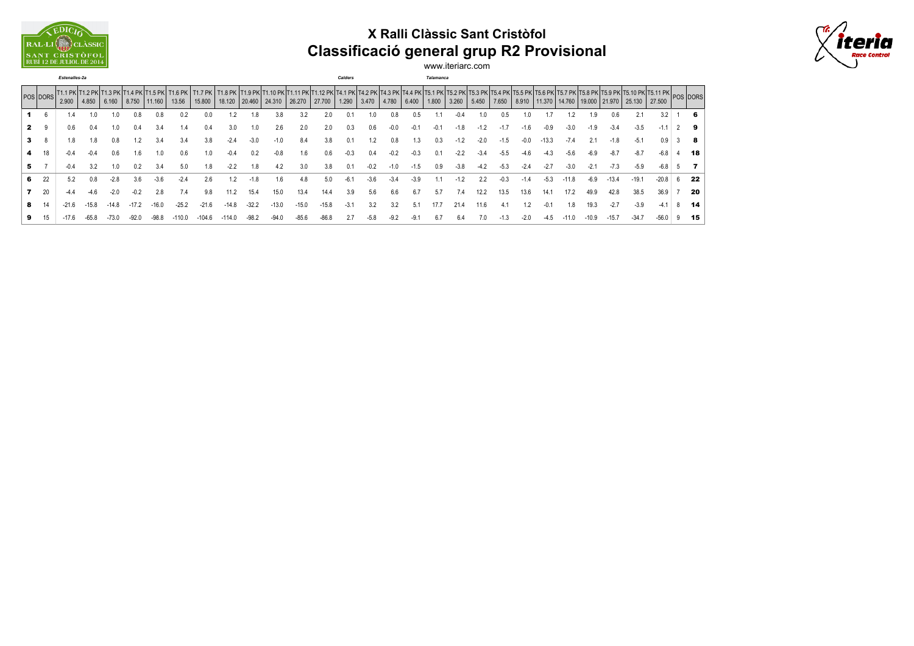# X Ralli Clàssic Sant Cristòfol
## Classificació general grup R2 Provisional

www.iteriarc.com

| | | Estenalles-2a | | | | | | | | | | | | Calders | | | | Talamanca | | | | | | | | | | | | | | |
|---|---|---|---|---|---|---|---|---|---|---|---|---|---|---|---|---|---|---|---|---|---|---|---|---|---|---|---|---|---|---|---|---|
| POS | DORS | T1.1 PK 2.900 | T1.2 PK 4.850 | T1.3 PK 6.160 | T1.4 PK 8.750 | T1.5 PK 11.160 | T1.6 PK 13.56 | T1.7 PK 15.800 | T1.8 PK 18.120 | T1.9 PK 20.460 | T1.10 PK 24.310 | T1.11 PK 26.270 | T1.12 PK 27.700 | T4.1 PK 1.290 | T4.2 PK 3.470 | T4.3 PK 4.780 | T4.4 PK 6.400 | T5.1 PK 1.800 | T5.2 PK 3.260 | T5.3 PK 5.450 | T5.4 PK 7.650 | T5.5 PK 8.910 | T5.6 PK 11.370 | T5.7 PK 14.760 | T5.8 PK 19.000 | T5.9 PK 21.970 | T5.10 PK 25.130 | T5.11 PK 27.500 | POS | DORS |
| 1 | 6 | 1.4 | 1.0 | 1.0 | 0.8 | 0.8 | 0.2 | 0.0 | 1.2 | 1.8 | 3.8 | 3.2 | 2.0 | 0.1 | 1.0 | 0.8 | 0.5 | 1.1 | -0.4 | 1.0 | 0.5 | 1.0 | 1.7 | 1.2 | 1.9 | 0.6 | 2.1 | 3.2 | 1 | 6 |
| 2 | 9 | 0.6 | 0.4 | 1.0 | 0.4 | 3.4 | 1.4 | 0.4 | 3.0 | 1.0 | 2.6 | 2.0 | 2.0 | 0.3 | 0.6 | -0.0 | -0.1 | -0.1 | -1.8 | -1.2 | -1.7 | -1.6 | -0.9 | -3.0 | -1.9 | -3.4 | -3.5 | -1.1 | 2 | 9 |
| 3 | 8 | 1.8 | 1.8 | 0.8 | 1.2 | 3.4 | 3.4 | 3.8 | -2.4 | -3.0 | -1.0 | 8.4 | 3.8 | 0.1 | 1.2 | 0.8 | 1.3 | 0.3 | -1.2 | -2.0 | -1.5 | -0.0 | -13.3 | -7.4 | 2.1 | -1.8 | -5.1 | 0.9 | 3 | 8 |
| 4 | 18 | -0.4 | -0.4 | 0.6 | 1.6 | 1.0 | 0.6 | 1.0 | -0.4 | 0.2 | -0.8 | 1.6 | 0.6 | -0.3 | 0.4 | -0.2 | -0.3 | 0.1 | -2.2 | -3.4 | -5.5 | -4.6 | -4.3 | -5.6 | -6.9 | -8.7 | -8.7 | -6.8 | 4 | 18 |
| 5 | 7 | -0.4 | 3.2 | 1.0 | 0.2 | 3.4 | 5.0 | 1.8 | -2.2 | 1.8 | 4.2 | 3.0 | 3.8 | 0.1 | -0.2 | -1.0 | -1.5 | 0.9 | -3.8 | -4.2 | -5.3 | -2.4 | -2.7 | -3.0 | -2.1 | -7.3 | -5.9 | -6.8 | 5 | 7 |
| 6 | 22 | 5.2 | 0.8 | -2.8 | 3.6 | -3.6 | -2.4 | 2.6 | 1.2 | -1.8 | 1.6 | 4.8 | 5.0 | -6.1 | -3.6 | -3.4 | -3.9 | 1.1 | -1.2 | 2.2 | -0.3 | -1.4 | -5.3 | -11.8 | -6.9 | -13.4 | -19.1 | -20.8 | 6 | 22 |
| 7 | 20 | -4.4 | -4.6 | -2.0 | -0.2 | 2.8 | 7.4 | 9.8 | 11.2 | 15.4 | 15.0 | 13.4 | 14.4 | 3.9 | 5.6 | 6.6 | 6.7 | 5.7 | 7.4 | 12.2 | 13.5 | 13.6 | 14.1 | 17.2 | 49.9 | 42.8 | 38.5 | 36.9 | 7 | 20 |
| 8 | 14 | -21.6 | -15.8 | -14.8 | -17.2 | -16.0 | -25.2 | -21.6 | -14.8 | -32.2 | -13.0 | -15.0 | -15.8 | -3.1 | 3.2 | 3.2 | 5.1 | 17.7 | 21.4 | 11.6 | 4.1 | 1.2 | -0.1 | 1.8 | 19.3 | -2.7 | -3.9 | -4.1 | 8 | 14 |
| 9 | 15 | -17.6 | -65.8 | -73.0 | -92.0 | -98.8 | -110.0 | -104.6 | -114.0 | -98.2 | -94.0 | -85.6 | -86.8 | 2.7 | -5.8 | -9.2 | -9.1 | 6.7 | 6.4 | 7.0 | -1.3 | -2.0 | -4.5 | -11.0 | -10.9 | -15.7 | -34.7 | -56.0 | 9 | 15 |